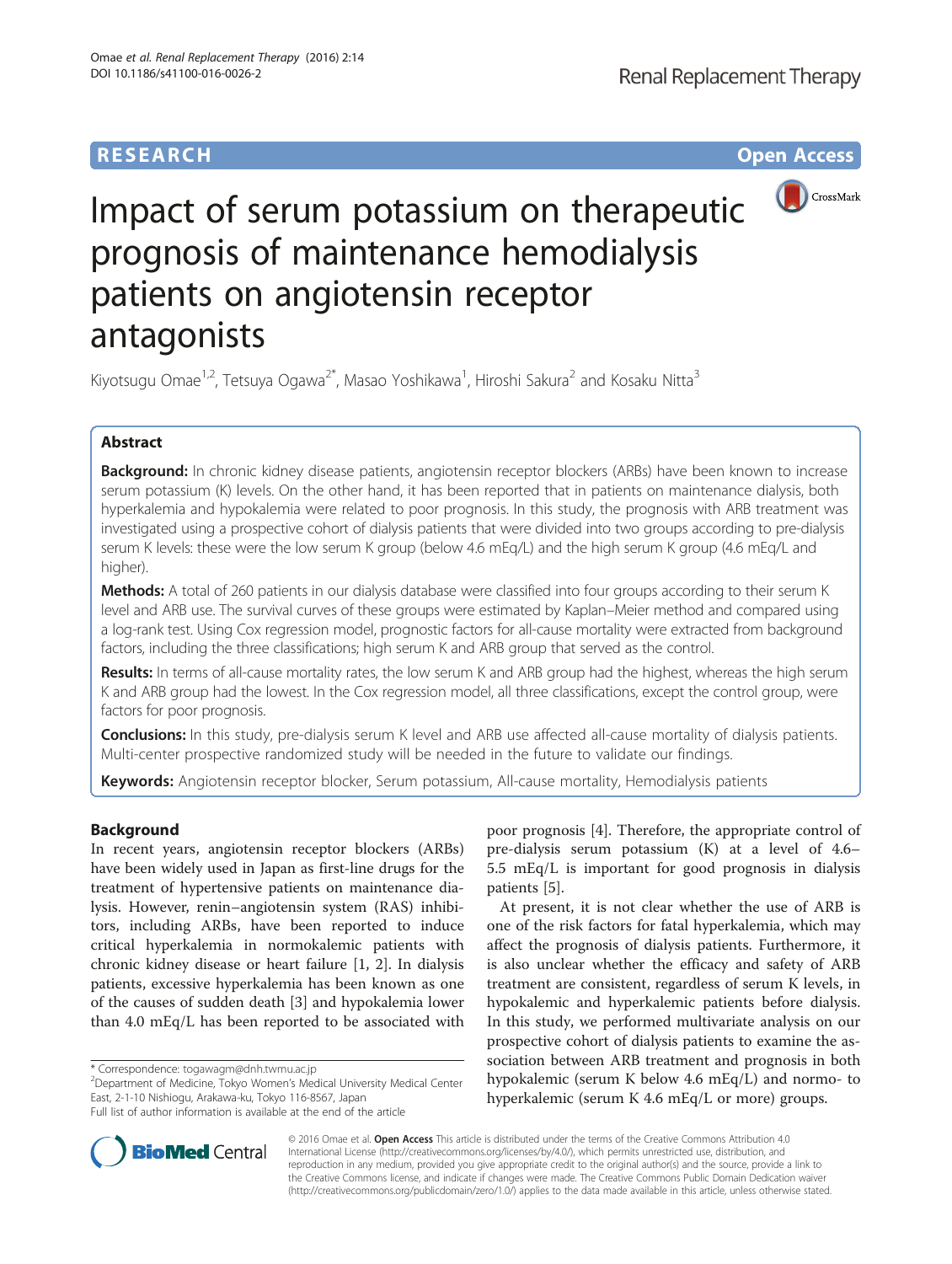RESEARCH Open Access

# Impact of serum potassium on therapeutic prognosis of maintenance hemodialysis patients on angiotensin receptor antagonists

Kiyotsugu Omae[1,2], Tetsuya Ogawa[2*], Masao Yoshikawa[1], Hiroshi Sakura[2] and Kosaku Nitta[3]

## Abstract

**Background:** In chronic kidney disease patients, angiotensin receptor blockers (ARBs) have been known to increase serum potassium (K) levels. On the other hand, it has been reported that in patients on maintenance dialysis, both hyperkalemia and hypokalemia were related to poor prognosis. In this study, the prognosis with ARB treatment was investigated using a prospective cohort of dialysis patients that were divided into two groups according to pre-dialysis serum K levels: these were the low serum K group (below 4.6 mEq/L) and the high serum K group (4.6 mEq/L and higher).

**Methods:** A total of 260 patients in our dialysis database were classified into four groups according to their serum K level and ARB use. The survival curves of these groups were estimated by Kaplan–Meier method and compared using a log-rank test. Using Cox regression model, prognostic factors for all-cause mortality were extracted from background factors, including the three classifications; high serum K and ARB group that served as the control.

**Results:** In terms of all-cause mortality rates, the low serum K and ARB group had the highest, whereas the high serum K and ARB group had the lowest. In the Cox regression model, all three classifications, except the control group, were factors for poor prognosis.

**Conclusions:** In this study, pre-dialysis serum K level and ARB use affected all-cause mortality of dialysis patients. Multi-center prospective randomized study will be needed in the future to validate our findings.

**Keywords:** Angiotensin receptor blocker, Serum potassium, All-cause mortality, Hemodialysis patients

## Background

In recent years, angiotensin receptor blockers (ARBs) have been widely used in Japan as first-line drugs for the treatment of hypertensive patients on maintenance dialysis. However, renin–angiotensin system (RAS) inhibitors, including ARBs, have been reported to induce critical hyperkalemia in normokalemic patients with chronic kidney disease or heart failure [1, 2]. In dialysis patients, excessive hyperkalemia has been known as one of the causes of sudden death [3] and hypokalemia lower than 4.0 mEq/L has been reported to be associated with poor prognosis [4]. Therefore, the appropriate control of pre-dialysis serum potassium (K) at a level of 4.6–5.5 mEq/L is important for good prognosis in dialysis patients [5].

At present, it is not clear whether the use of ARB is one of the risk factors for fatal hyperkalemia, which may affect the prognosis of dialysis patients. Furthermore, it is also unclear whether the efficacy and safety of ARB treatment are consistent, regardless of serum K levels, in hypokalemic and hyperkalemic patients before dialysis. In this study, we performed multivariate analysis on our prospective cohort of dialysis patients to examine the association between ARB treatment and prognosis in both hypokalemic (serum K below 4.6 mEq/L) and normo- to hyperkalemic (serum K 4.6 mEq/L or more) groups.

\* Correspondence: togawagm@dnh.twmu.ac.jp
[2]Department of Medicine, Tokyo Women's Medical University Medical Center East, 2-1-10 Nishiogu, Arakawa-ku, Tokyo 116-8567, Japan
Full list of author information is available at the end of the article

© 2016 Omae et al. **Open Access** This article is distributed under the terms of the Creative Commons Attribution 4.0 International License (http://creativecommons.org/licenses/by/4.0/), which permits unrestricted use, distribution, and reproduction in any medium, provided you give appropriate credit to the original author(s) and the source, provide a link to the Creative Commons license, and indicate if changes were made. The Creative Commons Public Domain Dedication waiver (http://creativecommons.org/publicdomain/zero/1.0/) applies to the data made available in this article, unless otherwise stated.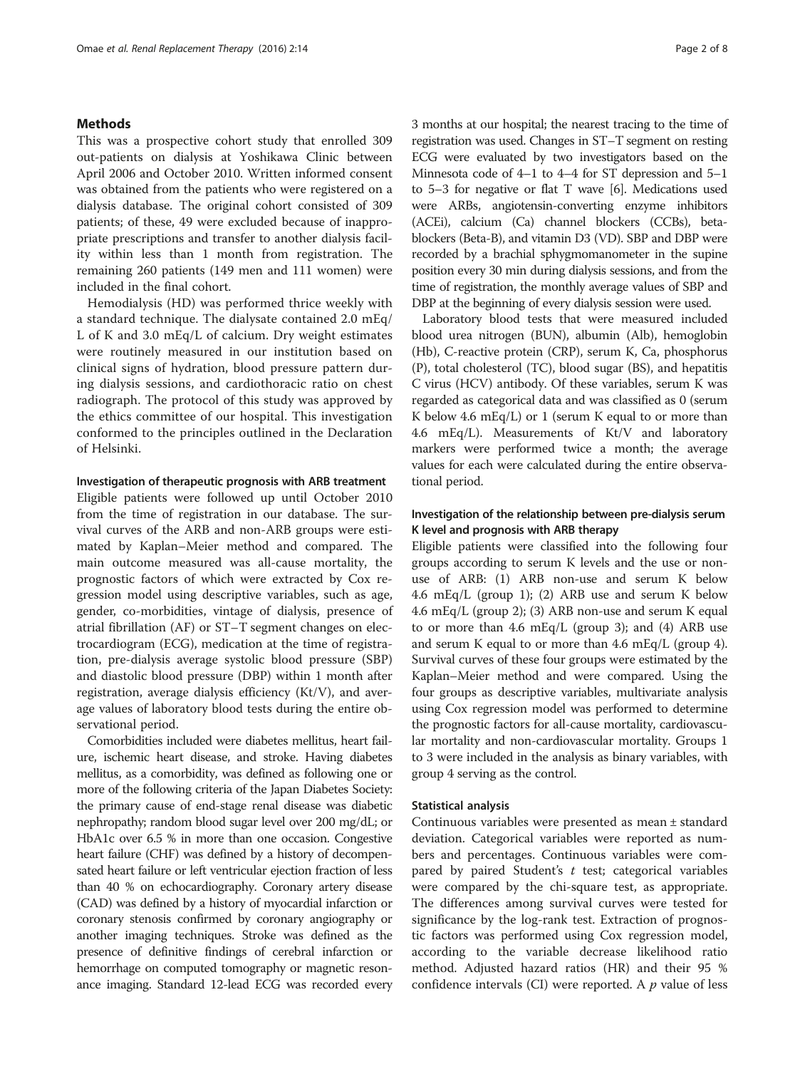## Methods

This was a prospective cohort study that enrolled 309 out-patients on dialysis at Yoshikawa Clinic between April 2006 and October 2010. Written informed consent was obtained from the patients who were registered on a dialysis database. The original cohort consisted of 309 patients; of these, 49 were excluded because of inappropriate prescriptions and transfer to another dialysis facility within less than 1 month from registration. The remaining 260 patients (149 men and 111 women) were included in the final cohort.

Hemodialysis (HD) was performed thrice weekly with a standard technique. The dialysate contained 2.0 mEq/L of K and 3.0 mEq/L of calcium. Dry weight estimates were routinely measured in our institution based on clinical signs of hydration, blood pressure pattern during dialysis sessions, and cardiothoracic ratio on chest radiograph. The protocol of this study was approved by the ethics committee of our hospital. This investigation conformed to the principles outlined in the Declaration of Helsinki.

### Investigation of therapeutic prognosis with ARB treatment

Eligible patients were followed up until October 2010 from the time of registration in our database. The survival curves of the ARB and non-ARB groups were estimated by Kaplan–Meier method and compared. The main outcome measured was all-cause mortality, the prognostic factors of which were extracted by Cox regression model using descriptive variables, such as age, gender, co-morbidities, vintage of dialysis, presence of atrial fibrillation (AF) or ST−T segment changes on electrocardiogram (ECG), medication at the time of registration, pre-dialysis average systolic blood pressure (SBP) and diastolic blood pressure (DBP) within 1 month after registration, average dialysis efficiency (Kt/V), and average values of laboratory blood tests during the entire observational period.

Comorbidities included were diabetes mellitus, heart failure, ischemic heart disease, and stroke. Having diabetes mellitus, as a comorbidity, was defined as following one or more of the following criteria of the Japan Diabetes Society: the primary cause of end-stage renal disease was diabetic nephropathy; random blood sugar level over 200 mg/dL; or HbA1c over 6.5 % in more than one occasion. Congestive heart failure (CHF) was defined by a history of decompensated heart failure or left ventricular ejection fraction of less than 40 % on echocardiography. Coronary artery disease (CAD) was defined by a history of myocardial infarction or coronary stenosis confirmed by coronary angiography or another imaging techniques. Stroke was defined as the presence of definitive findings of cerebral infarction or hemorrhage on computed tomography or magnetic resonance imaging. Standard 12-lead ECG was recorded every 3 months at our hospital; the nearest tracing to the time of registration was used. Changes in ST−T segment on resting ECG were evaluated by two investigators based on the Minnesota code of 4–1 to 4–4 for ST depression and 5–1 to 5–3 for negative or flat T wave [6]. Medications used were ARBs, angiotensin-converting enzyme inhibitors (ACEi), calcium (Ca) channel blockers (CCBs), beta-blockers (Beta-B), and vitamin D3 (VD). SBP and DBP were recorded by a brachial sphygmomanometer in the supine position every 30 min during dialysis sessions, and from the time of registration, the monthly average values of SBP and DBP at the beginning of every dialysis session were used.

Laboratory blood tests that were measured included blood urea nitrogen (BUN), albumin (Alb), hemoglobin (Hb), C-reactive protein (CRP), serum K, Ca, phosphorus (P), total cholesterol (TC), blood sugar (BS), and hepatitis C virus (HCV) antibody. Of these variables, serum K was regarded as categorical data and was classified as 0 (serum K below 4.6 mEq/L) or 1 (serum K equal to or more than 4.6 mEq/L). Measurements of Kt/V and laboratory markers were performed twice a month; the average values for each were calculated during the entire observational period.

### Investigation of the relationship between pre-dialysis serum K level and prognosis with ARB therapy

Eligible patients were classified into the following four groups according to serum K levels and the use or non-use of ARB: (1) ARB non-use and serum K below 4.6 mEq/L (group 1); (2) ARB use and serum K below 4.6 mEq/L (group 2); (3) ARB non-use and serum K equal to or more than 4.6 mEq/L (group 3); and (4) ARB use and serum K equal to or more than 4.6 mEq/L (group 4). Survival curves of these four groups were estimated by the Kaplan–Meier method and were compared. Using the four groups as descriptive variables, multivariate analysis using Cox regression model was performed to determine the prognostic factors for all-cause mortality, cardiovascular mortality and non-cardiovascular mortality. Groups 1 to 3 were included in the analysis as binary variables, with group 4 serving as the control.

### Statistical analysis

Continuous variables were presented as mean ± standard deviation. Categorical variables were reported as numbers and percentages. Continuous variables were compared by paired Student's *t* test; categorical variables were compared by the chi-square test, as appropriate. The differences among survival curves were tested for significance by the log-rank test. Extraction of prognostic factors was performed using Cox regression model, according to the variable decrease likelihood ratio method. Adjusted hazard ratios (HR) and their 95 % confidence intervals (CI) were reported. A *p* value of less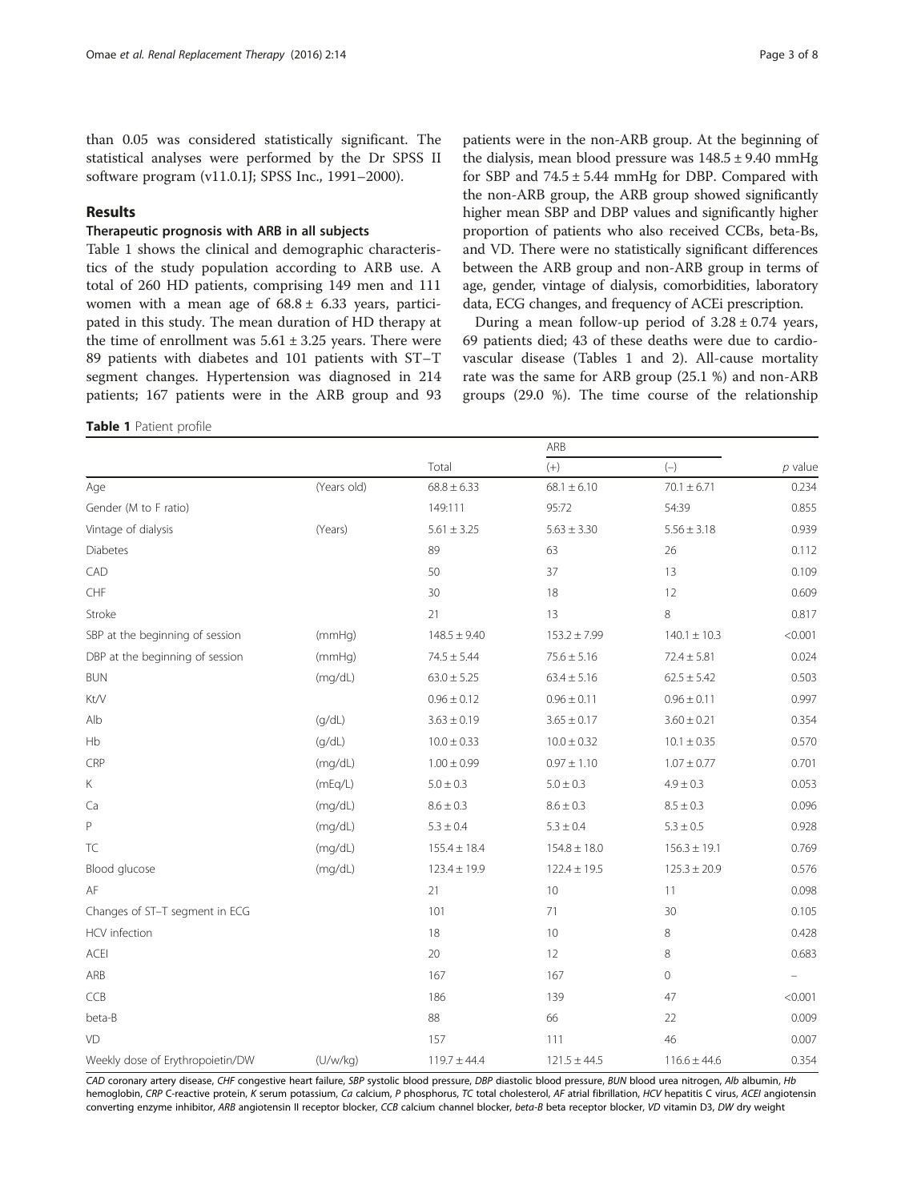than 0.05 was considered statistically significant. The statistical analyses were performed by the Dr SPSS II software program (v11.0.1J; SPSS Inc., 1991–2000).

## Results

### Therapeutic prognosis with ARB in all subjects

Table 1 shows the clinical and demographic characteristics of the study population according to ARB use. A total of 260 HD patients, comprising 149 men and 111 women with a mean age of 68.8 ± 6.33 years, participated in this study. The mean duration of HD therapy at the time of enrollment was 5.61 ± 3.25 years. There were 89 patients with diabetes and 101 patients with ST−T segment changes. Hypertension was diagnosed in 214 patients; 167 patients were in the ARB group and 93 patients were in the non-ARB group. At the beginning of the dialysis, mean blood pressure was 148.5 ± 9.40 mmHg for SBP and 74.5 ± 5.44 mmHg for DBP. Compared with the non-ARB group, the ARB group showed significantly higher mean SBP and DBP values and significantly higher proportion of patients who also received CCBs, beta-Bs, and VD. There were no statistically significant differences between the ARB group and non-ARB group in terms of age, gender, vintage of dialysis, comorbidities, laboratory data, ECG changes, and frequency of ACEi prescription.

During a mean follow-up period of 3.28 ± 0.74 years, 69 patients died; 43 of these deaths were due to cardiovascular disease (Tables 1 and 2). All-cause mortality rate was the same for ARB group (25.1 %) and non-ARB groups (29.0 %). The time course of the relationship

**Table 1** Patient profile

| | | Total | ARB | | *p* value |
|---|---|---|---|---|---|
| | | | (+) | (−) | |
| Age | (Years old) | 68.8 ± 6.33 | 68.1 ± 6.10 | 70.1 ± 6.71 | 0.234 |
| Gender (M to F ratio) | | 149:111 | 95:72 | 54:39 | 0.855 |
| Vintage of dialysis | (Years) | 5.61 ± 3.25 | 5.63 ± 3.30 | 5.56 ± 3.18 | 0.939 |
| Diabetes | | 89 | 63 | 26 | 0.112 |
| CAD | | 50 | 37 | 13 | 0.109 |
| CHF | | 30 | 18 | 12 | 0.609 |
| Stroke | | 21 | 13 | 8 | 0.817 |
| SBP at the beginning of session | (mmHg) | 148.5 ± 9.40 | 153.2 ± 7.99 | 140.1 ± 10.3 | <0.001 |
| DBP at the beginning of session | (mmHg) | 74.5 ± 5.44 | 75.6 ± 5.16 | 72.4 ± 5.81 | 0.024 |
| BUN | (mg/dL) | 63.0 ± 5.25 | 63.4 ± 5.16 | 62.5 ± 5.42 | 0.503 |
| Kt/V | | 0.96 ± 0.12 | 0.96 ± 0.11 | 0.96 ± 0.11 | 0.997 |
| Alb | (g/dL) | 3.63 ± 0.19 | 3.65 ± 0.17 | 3.60 ± 0.21 | 0.354 |
| Hb | (g/dL) | 10.0 ± 0.33 | 10.0 ± 0.32 | 10.1 ± 0.35 | 0.570 |
| CRP | (mg/dL) | 1.00 ± 0.99 | 0.97 ± 1.10 | 1.07 ± 0.77 | 0.701 |
| K | (mEq/L) | 5.0 ± 0.3 | 5.0 ± 0.3 | 4.9 ± 0.3 | 0.053 |
| Ca | (mg/dL) | 8.6 ± 0.3 | 8.6 ± 0.3 | 8.5 ± 0.3 | 0.096 |
| P | (mg/dL) | 5.3 ± 0.4 | 5.3 ± 0.4 | 5.3 ± 0.5 | 0.928 |
| TC | (mg/dL) | 155.4 ± 18.4 | 154.8 ± 18.0 | 156.3 ± 19.1 | 0.769 |
| Blood glucose | (mg/dL) | 123.4 ± 19.9 | 122.4 ± 19.5 | 125.3 ± 20.9 | 0.576 |
| AF | | 21 | 10 | 11 | 0.098 |
| Changes of ST–T segment in ECG | | 101 | 71 | 30 | 0.105 |
| HCV infection | | 18 | 10 | 8 | 0.428 |
| ACEI | | 20 | 12 | 8 | 0.683 |
| ARB | | 167 | 167 | 0 | – |
| CCB | | 186 | 139 | 47 | <0.001 |
| beta-B | | 88 | 66 | 22 | 0.009 |
| VD | | 157 | 111 | 46 | 0.007 |
| Weekly dose of Erythropoietin/DW | (U/w/kg) | 119.7 ± 44.4 | 121.5 ± 44.5 | 116.6 ± 44.6 | 0.354 |

*CAD* coronary artery disease, *CHF* congestive heart failure, *SBP* systolic blood pressure, *DBP* diastolic blood pressure, *BUN* blood urea nitrogen, *Alb* albumin, *Hb* hemoglobin, *CRP* C-reactive protein, *K* serum potassium, *Ca* calcium, *P* phosphorus, *TC* total cholesterol, *AF* atrial fibrillation, *HCV* hepatitis C virus, *ACEI* angiotensin converting enzyme inhibitor, *ARB* angiotensin II receptor blocker, *CCB* calcium channel blocker, *beta-B* beta receptor blocker, *VD* vitamin D3, *DW* dry weight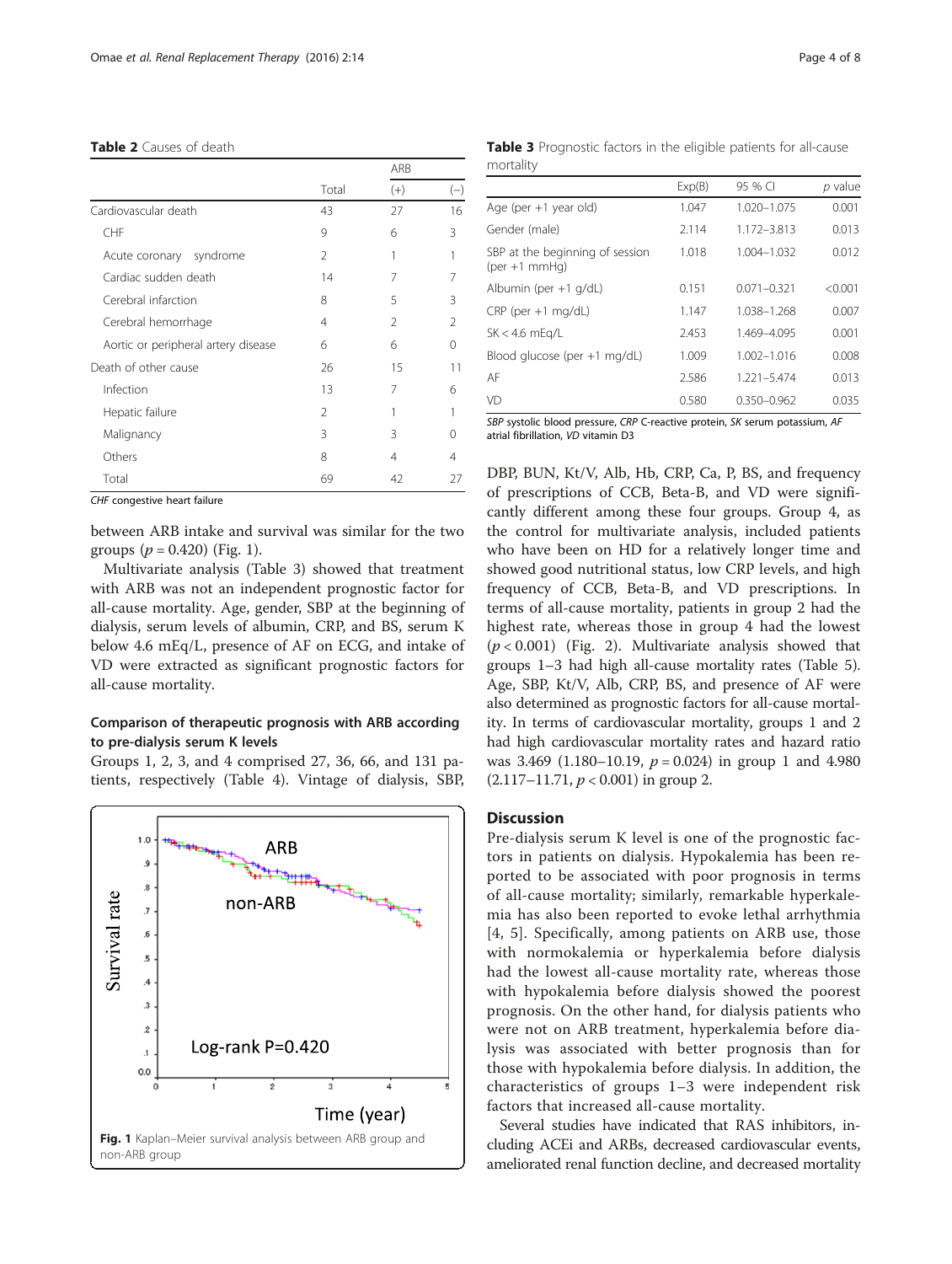**Table 2** Causes of death

| | Total | ARB (+) | ARB (−) |
|---|---|---|---|
| Cardiovascular death | 43 | 27 | 16 |
| CHF | 9 | 6 | 3 |
| Acute coronary syndrome | 2 | 1 | 1 |
| Cardiac sudden death | 14 | 7 | 7 |
| Cerebral infarction | 8 | 5 | 3 |
| Cerebral hemorrhage | 4 | 2 | 2 |
| Aortic or peripheral artery disease | 6 | 6 | 0 |
| Death of other cause | 26 | 15 | 11 |
| Infection | 13 | 7 | 6 |
| Hepatic failure | 2 | 1 | 1 |
| Malignancy | 3 | 3 | 0 |
| Others | 8 | 4 | 4 |
| Total | 69 | 42 | 27 |

*CHF* congestive heart failure

between ARB intake and survival was similar for the two groups ($p = 0.420$) (Fig. 1).

Multivariate analysis (Table 3) showed that treatment with ARB was not an independent prognostic factor for all-cause mortality. Age, gender, SBP at the beginning of dialysis, serum levels of albumin, CRP, and BS, serum K below 4.6 mEq/L, presence of AF on ECG, and intake of VD were extracted as significant prognostic factors for all-cause mortality.

### Comparison of therapeutic prognosis with ARB according to pre-dialysis serum K levels

Groups 1, 2, 3, and 4 comprised 27, 36, 66, and 131 patients, respectively (Table 4). Vintage of dialysis, SBP, DBP, BUN, Kt/V, Alb, Hb, CRP, Ca, P, BS, and frequency of prescriptions of CCB, Beta-B, and VD were significantly different among these four groups. Group 4, as the control for multivariate analysis, included patients who have been on HD for a relatively longer time and showed good nutritional status, low CRP levels, and high frequency of CCB, Beta-B, and VD prescriptions. In terms of all-cause mortality, patients in group 2 had the highest rate, whereas those in group 4 had the lowest ($p < 0.001$) (Fig. 2). Multivariate analysis showed that groups 1–3 had high all-cause mortality rates (Table 5). Age, SBP, Kt/V, Alb, CRP, BS, and presence of AF were also determined as prognostic factors for all-cause mortality. In terms of cardiovascular mortality, groups 1 and 2 had high cardiovascular mortality rates and hazard ratio was 3.469 (1.180–10.19, $p = 0.024$) in group 1 and 4.980 (2.117–11.71, $p < 0.001$) in group 2.

**Fig. 1** Kaplan–Meier survival analysis between ARB group and non-ARB group

**Table 3** Prognostic factors in the eligible patients for all-cause mortality

| | Exp(B) | 95 % CI | *p* value |
|---|---|---|---|
| Age (per +1 year old) | 1.047 | 1.020–1.075 | 0.001 |
| Gender (male) | 2.114 | 1.172–3.813 | 0.013 |
| SBP at the beginning of session (per +1 mmHg) | 1.018 | 1.004–1.032 | 0.012 |
| Albumin (per +1 g/dL) | 0.151 | 0.071–0.321 | <0.001 |
| CRP (per +1 mg/dL) | 1.147 | 1.038–1.268 | 0.007 |
| SK < 4.6 mEq/L | 2.453 | 1.469–4.095 | 0.001 |
| Blood glucose (per +1 mg/dL) | 1.009 | 1.002–1.016 | 0.008 |
| AF | 2.586 | 1.221–5.474 | 0.013 |
| VD | 0.580 | 0.350–0.962 | 0.035 |

*SBP* systolic blood pressure, *CRP* C-reactive protein, *SK* serum potassium, *AF* atrial fibrillation, *VD* vitamin D3

## Discussion

Pre-dialysis serum K level is one of the prognostic factors in patients on dialysis. Hypokalemia has been reported to be associated with poor prognosis in terms of all-cause mortality; similarly, remarkable hyperkalemia has also been reported to evoke lethal arrhythmia [4, 5]. Specifically, among patients on ARB use, those with normokalemia or hyperkalemia before dialysis had the lowest all-cause mortality rate, whereas those with hypokalemia before dialysis showed the poorest prognosis. On the other hand, for dialysis patients who were not on ARB treatment, hyperkalemia before dialysis was associated with better prognosis than for those with hypokalemia before dialysis. In addition, the characteristics of groups 1–3 were independent risk factors that increased all-cause mortality.

Several studies have indicated that RAS inhibitors, including ACEi and ARBs, decreased cardiovascular events, ameliorated renal function decline, and decreased mortality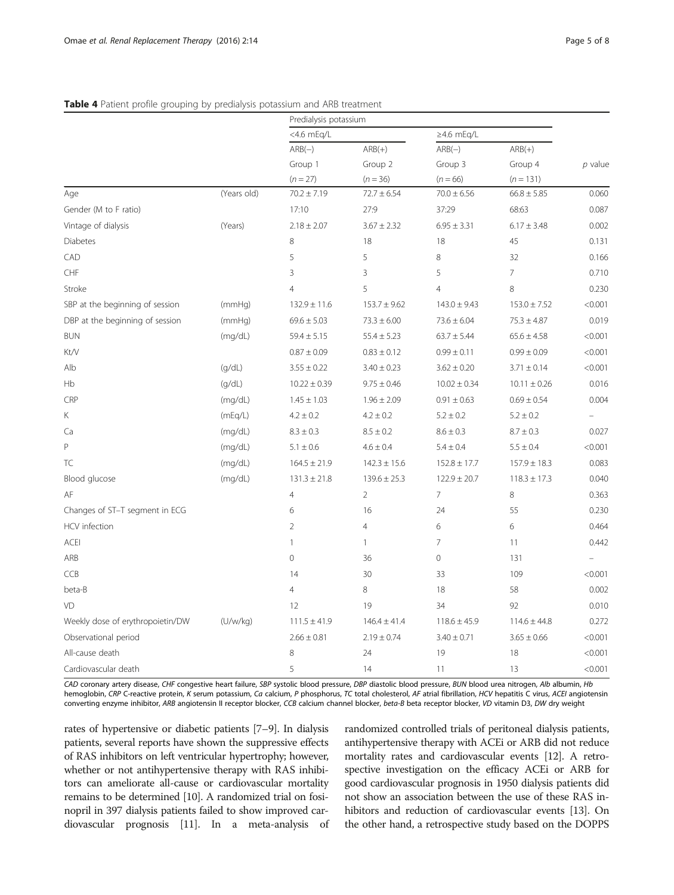**Table 4** Patient profile grouping by predialysis potassium and ARB treatment

| | | Predialysis potassium | | | | |
|---|---|---|---|---|---|---|
| | | <4.6 mEq/L | | ≥4.6 mEq/L | | |
| | | ARB(−) | ARB(+) | ARB(−) | ARB(+) | |
| | | Group 1 | Group 2 | Group 3 | Group 4 | *p* value |
| | | (*n* = 27) | (*n* = 36) | (*n* = 66) | (*n* = 131) | |
| Age | (Years old) | 70.2 ± 7.19 | 72.7 ± 6.54 | 70.0 ± 6.56 | 66.8 ± 5.85 | 0.060 |
| Gender (M to F ratio) | | 17:10 | 27:9 | 37:29 | 68:63 | 0.087 |
| Vintage of dialysis | (Years) | 2.18 ± 2.07 | 3.67 ± 2.32 | 6.95 ± 3.31 | 6.17 ± 3.48 | 0.002 |
| Diabetes | | 8 | 18 | 18 | 45 | 0.131 |
| CAD | | 5 | 5 | 8 | 32 | 0.166 |
| CHF | | 3 | 3 | 5 | 7 | 0.710 |
| Stroke | | 4 | 5 | 4 | 8 | 0.230 |
| SBP at the beginning of session | (mmHg) | 132.9 ± 11.6 | 153.7 ± 9.62 | 143.0 ± 9.43 | 153.0 ± 7.52 | <0.001 |
| DBP at the beginning of session | (mmHg) | 69.6 ± 5.03 | 73.3 ± 6.00 | 73.6 ± 6.04 | 75.3 ± 4.87 | 0.019 |
| BUN | (mg/dL) | 59.4 ± 5.15 | 55.4 ± 5.23 | 63.7 ± 5.44 | 65.6 ± 4.58 | <0.001 |
| Kt/V | | 0.87 ± 0.09 | 0.83 ± 0.12 | 0.99 ± 0.11 | 0.99 ± 0.09 | <0.001 |
| Alb | (g/dL) | 3.55 ± 0.22 | 3.40 ± 0.23 | 3.62 ± 0.20 | 3.71 ± 0.14 | <0.001 |
| Hb | (g/dL) | 10.22 ± 0.39 | 9.75 ± 0.46 | 10.02 ± 0.34 | 10.11 ± 0.26 | 0.016 |
| CRP | (mg/dL) | 1.45 ± 1.03 | 1.96 ± 2.09 | 0.91 ± 0.63 | 0.69 ± 0.54 | 0.004 |
| K | (mEq/L) | 4.2 ± 0.2 | 4.2 ± 0.2 | 5.2 ± 0.2 | 5.2 ± 0.2 | – |
| Ca | (mg/dL) | 8.3 ± 0.3 | 8.5 ± 0.2 | 8.6 ± 0.3 | 8.7 ± 0.3 | 0.027 |
| P | (mg/dL) | 5.1 ± 0.6 | 4.6 ± 0.4 | 5.4 ± 0.4 | 5.5 ± 0.4 | <0.001 |
| TC | (mg/dL) | 164.5 ± 21.9 | 142.3 ± 15.6 | 152.8 ± 17.7 | 157.9 ± 18.3 | 0.083 |
| Blood glucose | (mg/dL) | 131.3 ± 21.8 | 139.6 ± 25.3 | 122.9 ± 20.7 | 118.3 ± 17.3 | 0.040 |
| AF | | 4 | 2 | 7 | 8 | 0.363 |
| Changes of ST–T segment in ECG | | 6 | 16 | 24 | 55 | 0.230 |
| HCV infection | | 2 | 4 | 6 | 6 | 0.464 |
| ACEI | | 1 | 1 | 7 | 11 | 0.442 |
| ARB | | 0 | 36 | 0 | 131 | – |
| CCB | | 14 | 30 | 33 | 109 | <0.001 |
| beta-B | | 4 | 8 | 18 | 58 | 0.002 |
| VD | | 12 | 19 | 34 | 92 | 0.010 |
| Weekly dose of erythropoietin/DW | (U/w/kg) | 111.5 ± 41.9 | 146.4 ± 41.4 | 118.6 ± 45.9 | 114.6 ± 44.8 | 0.272 |
| Observational period | | 2.66 ± 0.81 | 2.19 ± 0.74 | 3.40 ± 0.71 | 3.65 ± 0.66 | <0.001 |
| All-cause death | | 8 | 24 | 19 | 18 | <0.001 |
| Cardiovascular death | | 5 | 14 | 11 | 13 | <0.001 |

*CAD* coronary artery disease, *CHF* congestive heart failure, *SBP* systolic blood pressure, *DBP* diastolic blood pressure, *BUN* blood urea nitrogen, *Alb* albumin, *Hb* hemoglobin, *CRP* C-reactive protein, *K* serum potassium, *Ca* calcium, *P* phosphorus, *TC* total cholesterol, *AF* atrial fibrillation, *HCV* hepatitis C virus, *ACEI* angiotensin converting enzyme inhibitor, *ARB* angiotensin II receptor blocker, *CCB* calcium channel blocker, *beta-B* beta receptor blocker, *VD* vitamin D3, *DW* dry weight

rates of hypertensive or diabetic patients [7–9]. In dialysis patients, several reports have shown the suppressive effects of RAS inhibitors on left ventricular hypertrophy; however, whether or not antihypertensive therapy with RAS inhibitors can ameliorate all-cause or cardiovascular mortality remains to be determined [10]. A randomized trial on fosinopril in 397 dialysis patients failed to show improved cardiovascular prognosis [11]. In a meta-analysis of randomized controlled trials of peritoneal dialysis patients, antihypertensive therapy with ACEi or ARB did not reduce mortality rates and cardiovascular events [12]. A retrospective investigation on the efficacy ACEi or ARB for good cardiovascular prognosis in 1950 dialysis patients did not show an association between the use of these RAS inhibitors and reduction of cardiovascular events [13]. On the other hand, a retrospective study based on the DOPPS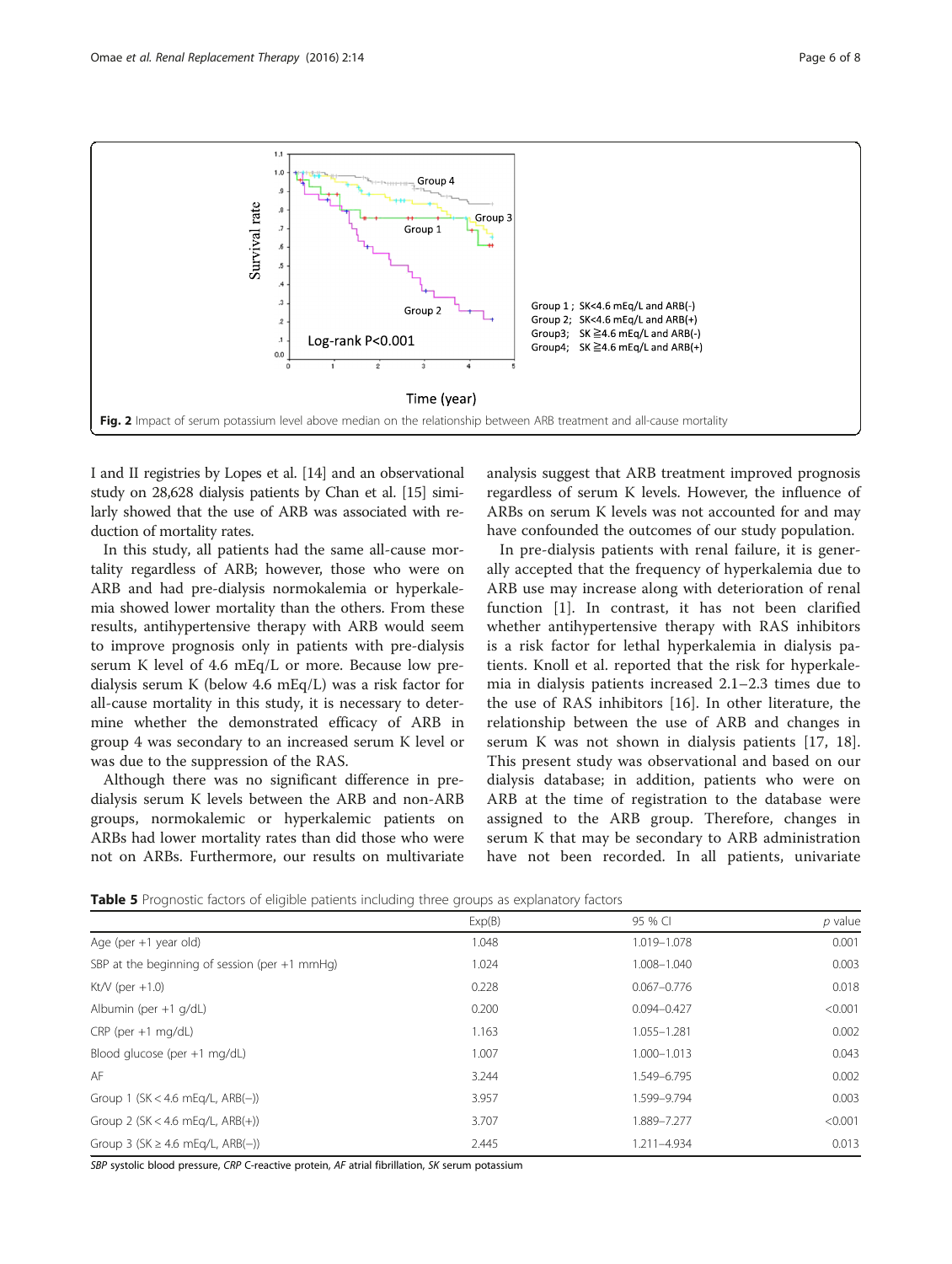**Fig. 2** Impact of serum potassium level above median on the relationship between ARB treatment and all-cause mortality

I and II registries by Lopes et al. [14] and an observational study on 28,628 dialysis patients by Chan et al. [15] similarly showed that the use of ARB was associated with reduction of mortality rates.

In this study, all patients had the same all-cause mortality regardless of ARB; however, those who were on ARB and had pre-dialysis normokalemia or hyperkalemia showed lower mortality than the others. From these results, antihypertensive therapy with ARB would seem to improve prognosis only in patients with pre-dialysis serum K level of 4.6 mEq/L or more. Because low pre-dialysis serum K (below 4.6 mEq/L) was a risk factor for all-cause mortality in this study, it is necessary to determine whether the demonstrated efficacy of ARB in group 4 was secondary to an increased serum K level or was due to the suppression of the RAS.

Although there was no significant difference in pre-dialysis serum K levels between the ARB and non-ARB groups, normokalemic or hyperkalemic patients on ARBs had lower mortality rates than did those who were not on ARBs. Furthermore, our results on multivariate analysis suggest that ARB treatment improved prognosis regardless of serum K levels. However, the influence of ARBs on serum K levels was not accounted for and may have confounded the outcomes of our study population.

In pre-dialysis patients with renal failure, it is generally accepted that the frequency of hyperkalemia due to ARB use may increase along with deterioration of renal function [1]. In contrast, it has not been clarified whether antihypertensive therapy with RAS inhibitors is a risk factor for lethal hyperkalemia in dialysis patients. Knoll et al. reported that the risk for hyperkalemia in dialysis patients increased 2.1–2.3 times due to the use of RAS inhibitors [16]. In other literature, the relationship between the use of ARB and changes in serum K was not shown in dialysis patients [17, 18]. This present study was observational and based on our dialysis database; in addition, patients who were on ARB at the time of registration to the database were assigned to the ARB group. Therefore, changes in serum K that may be secondary to ARB administration have not been recorded. In all patients, univariate

**Table 5** Prognostic factors of eligible patients including three groups as explanatory factors

| | Exp(B) | 95 % CI | *p* value |
|---|---|---|---|
| Age (per +1 year old) | 1.048 | 1.019–1.078 | 0.001 |
| SBP at the beginning of session (per +1 mmHg) | 1.024 | 1.008–1.040 | 0.003 |
| Kt/V (per +1.0) | 0.228 | 0.067–0.776 | 0.018 |
| Albumin (per +1 g/dL) | 0.200 | 0.094–0.427 | <0.001 |
| CRP (per +1 mg/dL) | 1.163 | 1.055–1.281 | 0.002 |
| Blood glucose (per +1 mg/dL) | 1.007 | 1.000–1.013 | 0.043 |
| AF | 3.244 | 1.549–6.795 | 0.002 |
| Group 1 (SK < 4.6 mEq/L, ARB(−)) | 3.957 | 1.599–9.794 | 0.003 |
| Group 2 (SK < 4.6 mEq/L, ARB(+)) | 3.707 | 1.889–7.277 | <0.001 |
| Group 3 (SK ≥ 4.6 mEq/L, ARB(−)) | 2.445 | 1.211–4.934 | 0.013 |

*SBP* systolic blood pressure, *CRP* C-reactive protein, *AF* atrial fibrillation, *SK* serum potassium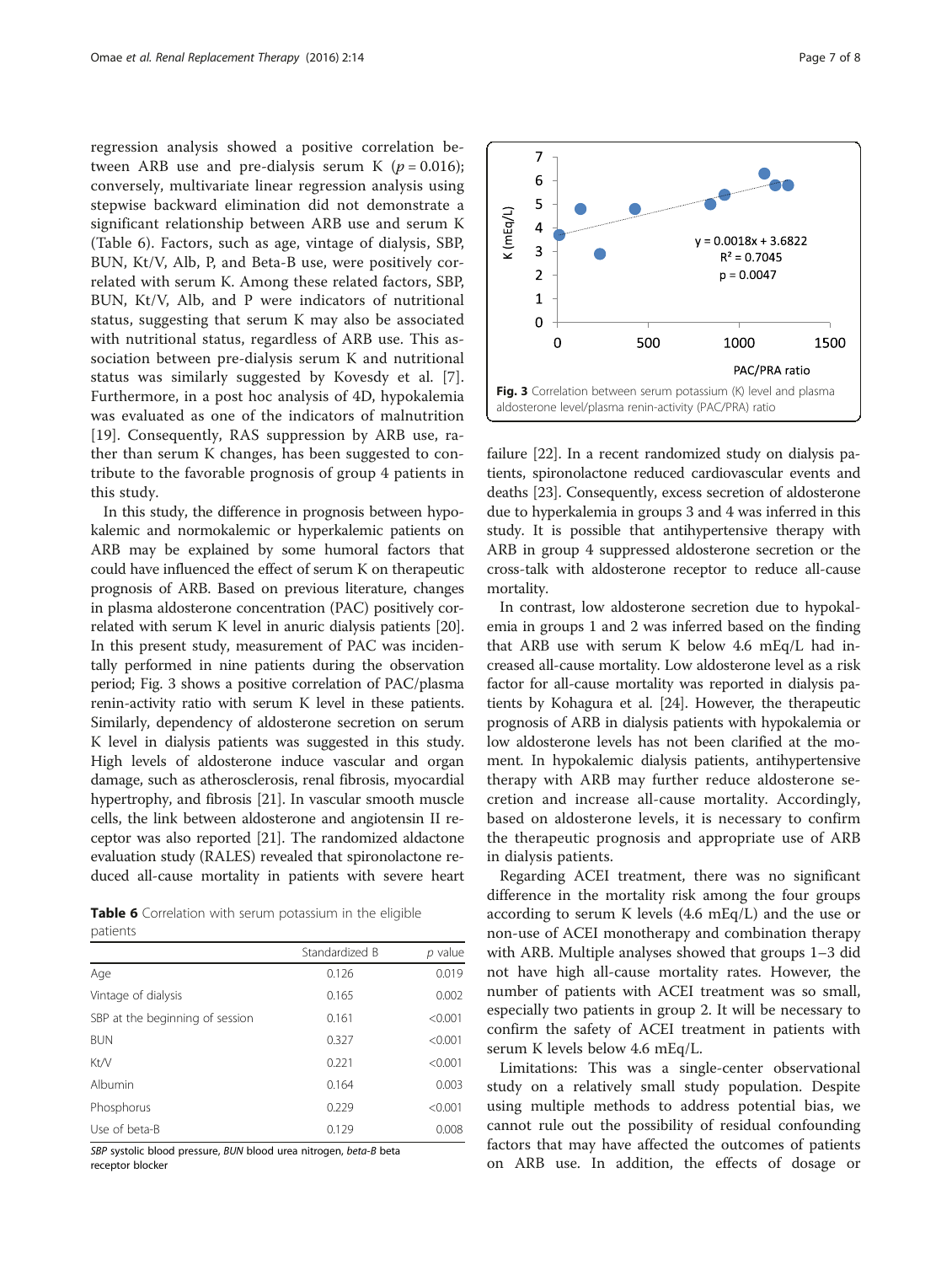regression analysis showed a positive correlation between ARB use and pre-dialysis serum K ($p = 0.016$); conversely, multivariate linear regression analysis using stepwise backward elimination did not demonstrate a significant relationship between ARB use and serum K (Table 6). Factors, such as age, vintage of dialysis, SBP, BUN, Kt/V, Alb, P, and Beta-B use, were positively correlated with serum K. Among these related factors, SBP, BUN, Kt/V, Alb, and P were indicators of nutritional status, suggesting that serum K may also be associated with nutritional status, regardless of ARB use. This association between pre-dialysis serum K and nutritional status was similarly suggested by Kovesdy et al. [7]. Furthermore, in a post hoc analysis of 4D, hypokalemia was evaluated as one of the indicators of malnutrition [19]. Consequently, RAS suppression by ARB use, rather than serum K changes, has been suggested to contribute to the favorable prognosis of group 4 patients in this study.

In this study, the difference in prognosis between hypokalemic and normokalemic or hyperkalemic patients on ARB may be explained by some humoral factors that could have influenced the effect of serum K on therapeutic prognosis of ARB. Based on previous literature, changes in plasma aldosterone concentration (PAC) positively correlated with serum K level in anuric dialysis patients [20]. In this present study, measurement of PAC was incidentally performed in nine patients during the observation period; Fig. 3 shows a positive correlation of PAC/plasma renin-activity ratio with serum K level in these patients. Similarly, dependency of aldosterone secretion on serum K level in dialysis patients was suggested in this study. High levels of aldosterone induce vascular and organ damage, such as atherosclerosis, renal fibrosis, myocardial hypertrophy, and fibrosis [21]. In vascular smooth muscle cells, the link between aldosterone and angiotensin II receptor was also reported [21]. The randomized aldactone evaluation study (RALES) revealed that spironolactone reduced all-cause mortality in patients with severe heart failure [22]. In a recent randomized study on dialysis patients, spironolactone reduced cardiovascular events and deaths [23]. Consequently, excess secretion of aldosterone due to hyperkalemia in groups 3 and 4 was inferred in this study. It is possible that antihypertensive therapy with ARB in group 4 suppressed aldosterone secretion or the cross-talk with aldosterone receptor to reduce all-cause mortality.

**Table 6** Correlation with serum potassium in the eligible patients

| | Standardized B | *p* value |
|---|---|---|
| Age | 0.126 | 0.019 |
| Vintage of dialysis | 0.165 | 0.002 |
| SBP at the beginning of session | 0.161 | <0.001 |
| BUN | 0.327 | <0.001 |
| Kt/V | 0.221 | <0.001 |
| Albumin | 0.164 | 0.003 |
| Phosphorus | 0.229 | <0.001 |
| Use of beta-B | 0.129 | 0.008 |

*SBP* systolic blood pressure, *BUN* blood urea nitrogen, *beta-B* beta receptor blocker

**Fig. 3** Correlation between serum potassium (K) level and plasma aldosterone level/plasma renin-activity (PAC/PRA) ratio

In contrast, low aldosterone secretion due to hypokalemia in groups 1 and 2 was inferred based on the finding that ARB use with serum K below 4.6 mEq/L had increased all-cause mortality. Low aldosterone level as a risk factor for all-cause mortality was reported in dialysis patients by Kohagura et al. [24]. However, the therapeutic prognosis of ARB in dialysis patients with hypokalemia or low aldosterone levels has not been clarified at the moment. In hypokalemic dialysis patients, antihypertensive therapy with ARB may further reduce aldosterone secretion and increase all-cause mortality. Accordingly, based on aldosterone levels, it is necessary to confirm the therapeutic prognosis and appropriate use of ARB in dialysis patients.

Regarding ACEI treatment, there was no significant difference in the mortality risk among the four groups according to serum K levels (4.6 mEq/L) and the use or non-use of ACEI monotherapy and combination therapy with ARB. Multiple analyses showed that groups 1–3 did not have high all-cause mortality rates. However, the number of patients with ACEI treatment was so small, especially two patients in group 2. It will be necessary to confirm the safety of ACEI treatment in patients with serum K levels below 4.6 mEq/L.

Limitations: This was a single-center observational study on a relatively small study population. Despite using multiple methods to address potential bias, we cannot rule out the possibility of residual confounding factors that may have affected the outcomes of patients on ARB use. In addition, the effects of dosage or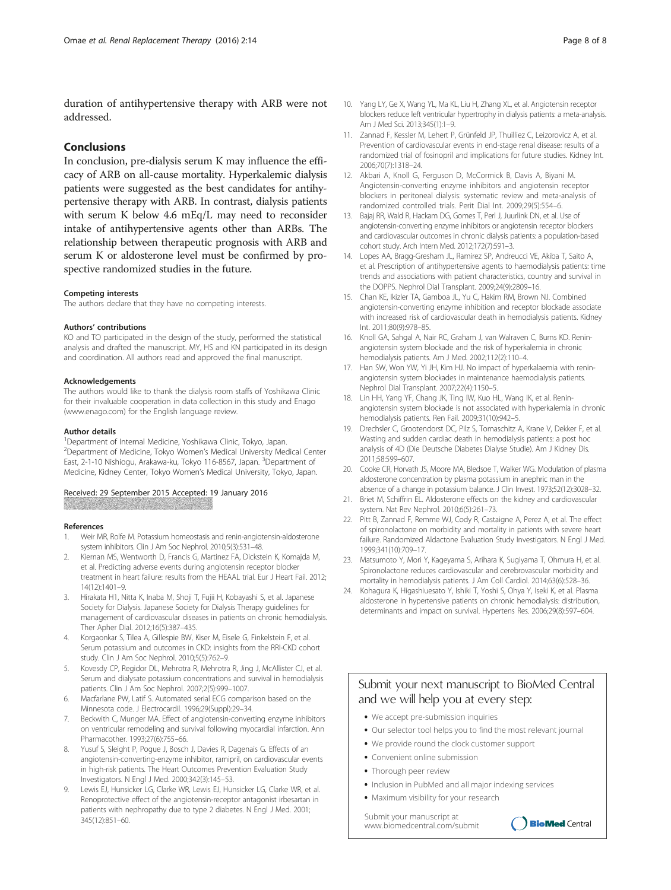duration of antihypertensive therapy with ARB were not addressed.

## Conclusions

In conclusion, pre-dialysis serum K may influence the efficacy of ARB on all-cause mortality. Hyperkalemic dialysis patients were suggested as the best candidates for antihypertensive therapy with ARB. In contrast, dialysis patients with serum K below 4.6 mEq/L may need to reconsider intake of antihypertensive agents other than ARBs. The relationship between therapeutic prognosis with ARB and serum K or aldosterone level must be confirmed by prospective randomized studies in the future.

#### Competing interests

The authors declare that they have no competing interests.

#### Authors' contributions

KO and TO participated in the design of the study, performed the statistical analysis and drafted the manuscript. MY, HS and KN participated in its design and coordination. All authors read and approved the final manuscript.

#### Acknowledgements

The authors would like to thank the dialysis room staffs of Yoshikawa Clinic for their invaluable cooperation in data collection in this study and Enago (www.enago.com) for the English language review.

#### Author details

[1]Department of Internal Medicine, Yoshikawa Clinic, Tokyo, Japan. [2]Department of Medicine, Tokyo Women's Medical University Medical Center East, 2-1-10 Nishiogu, Arakawa-ku, Tokyo 116-8567, Japan. [3]Department of Medicine, Kidney Center, Tokyo Women's Medical University, Tokyo, Japan.

Received: 29 September 2015 Accepted: 19 January 2016

#### References

1. Weir MR, Rolfe M. Potassium homeostasis and renin-angiotensin-aldosterone system inhibitors. Clin J Am Soc Nephrol. 2010;5(3):531–48.
2. Kiernan MS, Wentworth D, Francis G, Martinez FA, Dickstein K, Komajda M, et al. Predicting adverse events during angiotensin receptor blocker treatment in heart failure: results from the HEAAL trial. Eur J Heart Fail. 2012; 14(12):1401–9.
3. Hirakata H1, Nitta K, Inaba M, Shoji T, Fujii H, Kobayashi S, et al. Japanese Society for Dialysis. Japanese Society for Dialysis Therapy guidelines for management of cardiovascular diseases in patients on chronic hemodialysis. Ther Apher Dial. 2012;16(5):387–435.
4. Korgaonkar S, Tilea A, Gillespie BW, Kiser M, Eisele G, Finkelstein F, et al. Serum potassium and outcomes in CKD: insights from the RRI-CKD cohort study. Clin J Am Soc Nephrol. 2010;5(5):762–9.
5. Kovesdy CP, Regidor DL, Mehrotra R, Mehrotra R, Jing J, McAllister CJ, et al. Serum and dialysate potassium concentrations and survival in hemodialysis patients. Clin J Am Soc Nephrol. 2007;2(5):999–1007.
6. Macfarlane PW, Latif S. Automated serial ECG comparison based on the Minnesota code. J Electrocardil. 1996;29(Suppl):29–34.
7. Beckwith C, Munger MA. Effect of angiotensin-converting enzyme inhibitors on ventricular remodeling and survival following myocardial infarction. Ann Pharmacother. 1993;27(6):755–66.
8. Yusuf S, Sleight P, Pogue J, Bosch J, Davies R, Dagenais G. Effects of an angiotensin-converting-enzyme inhibitor, ramipril, on cardiovascular events in high-risk patients. The Heart Outcomes Prevention Evaluation Study Investigators. N Engl J Med. 2000;342(3):145–53.
9. Lewis EJ, Hunsicker LG, Clarke WR, Lewis EJ, Hunsicker LG, Clarke WR, et al. Renoprotective effect of the angiotensin-receptor antagonist irbesartan in patients with nephropathy due to type 2 diabetes. N Engl J Med. 2001; 345(12):851–60.
10. Yang LY, Ge X, Wang YL, Ma KL, Liu H, Zhang XL, et al. Angiotensin receptor blockers reduce left ventricular hypertrophy in dialysis patients: a meta-analysis. Am J Med Sci. 2013;345(1):1–9.
11. Zannad F, Kessler M, Lehert P, Grünfeld JP, Thuilliez C, Leizorovicz A, et al. Prevention of cardiovascular events in end-stage renal disease: results of a randomized trial of fosinopril and implications for future studies. Kidney Int. 2006;70(7):1318–24.
12. Akbari A, Knoll G, Ferguson D, McCormick B, Davis A, Biyani M. Angiotensin-converting enzyme inhibitors and angiotensin receptor blockers in peritoneal dialysis: systematic review and meta-analysis of randomized controlled trials. Perit Dial Int. 2009;29(5):554–6.
13. Bajaj RR, Wald R, Hackam DG, Gomes T, Perl J, Juurlink DN, et al. Use of angiotensin-converting enzyme inhibitors or angiotensin receptor blockers and cardiovascular outcomes in chronic dialysis patients: a population-based cohort study. Arch Intern Med. 2012;172(7):591–3.
14. Lopes AA, Bragg-Gresham JL, Ramirez SP, Andreucci VE, Akiba T, Saito A, et al. Prescription of antihypertensive agents to haemodialysis patients: time trends and associations with patient characteristics, country and survival in the DOPPS. Nephrol Dial Transplant. 2009;24(9):2809–16.
15. Chan KE, Ikizler TA, Gamboa JL, Yu C, Hakim RM, Brown NJ. Combined angiotensin-converting enzyme inhibition and receptor blockade associate with increased risk of cardiovascular death in hemodialysis patients. Kidney Int. 2011;80(9):978–85.
16. Knoll GA, Sahgal A, Nair RC, Graham J, van Walraven C, Burns KD. Renin-angiotensin system blockade and the risk of hyperkalemia in chronic hemodialysis patients. Am J Med. 2002;112(2):110–4.
17. Han SW, Won YW, Yi JH, Kim HJ. No impact of hyperkalaemia with renin-angiotensin system blockades in maintenance haemodialysis patients. Nephrol Dial Transplant. 2007;22(4):1150–5.
18. Lin HH, Yang YF, Chang JK, Ting IW, Kuo HL, Wang IK, et al. Renin-angiotensin system blockade is not associated with hyperkalemia in chronic hemodialysis patients. Ren Fail. 2009;31(10):942–5.
19. Drechsler C, Grootendorst DC, Pilz S, Tomaschitz A, Krane V, Dekker F, et al. Wasting and sudden cardiac death in hemodialysis patients: a post hoc analysis of 4D (Die Deutsche Diabetes Dialyse Studie). Am J Kidney Dis. 2011;58:599–607.
20. Cooke CR, Horvath JS, Moore MA, Bledsoe T, Walker WG. Modulation of plasma aldosterone concentration by plasma potassium in anephric man in the absence of a change in potassium balance. J Clin Invest. 1973;52(12):3028–32.
21. Briet M, Schiffrin EL. Aldosterone effects on the kidney and cardiovascular system. Nat Rev Nephrol. 2010;6(5):261–73.
22. Pitt B, Zannad F, Remme WJ, Cody R, Castaigne A, Perez A, et al. The effect of spironolactone on morbidity and mortality in patients with severe heart failure. Randomized Aldactone Evaluation Study Investigators. N Engl J Med. 1999;341(10):709–17.
23. Matsumoto Y, Mori Y, Kageyama S, Arihara K, Sugiyama T, Ohmura H, et al. Spironolactone reduces cardiovascular and cerebrovascular morbidity and mortality in hemodialysis patients. J Am Coll Cardiol. 2014;63(6):528–36.
24. Kohagura K, Higashiuesato Y, Ishiki T, Yoshi S, Ohya Y, Iseki K, et al. Plasma aldosterone in hypertensive patients on chronic hemodialysis: distribution, determinants and impact on survival. Hypertens Res. 2006;29(8):597–604.

Submit your next manuscript to BioMed Central and we will help you at every step:

- We accept pre-submission inquiries
- Our selector tool helps you to find the most relevant journal
- We provide round the clock customer support
- Convenient online submission
- Thorough peer review
- Inclusion in PubMed and all major indexing services
- Maximum visibility for your research

Submit your manuscript at www.biomedcentral.com/submit

BioMed Central